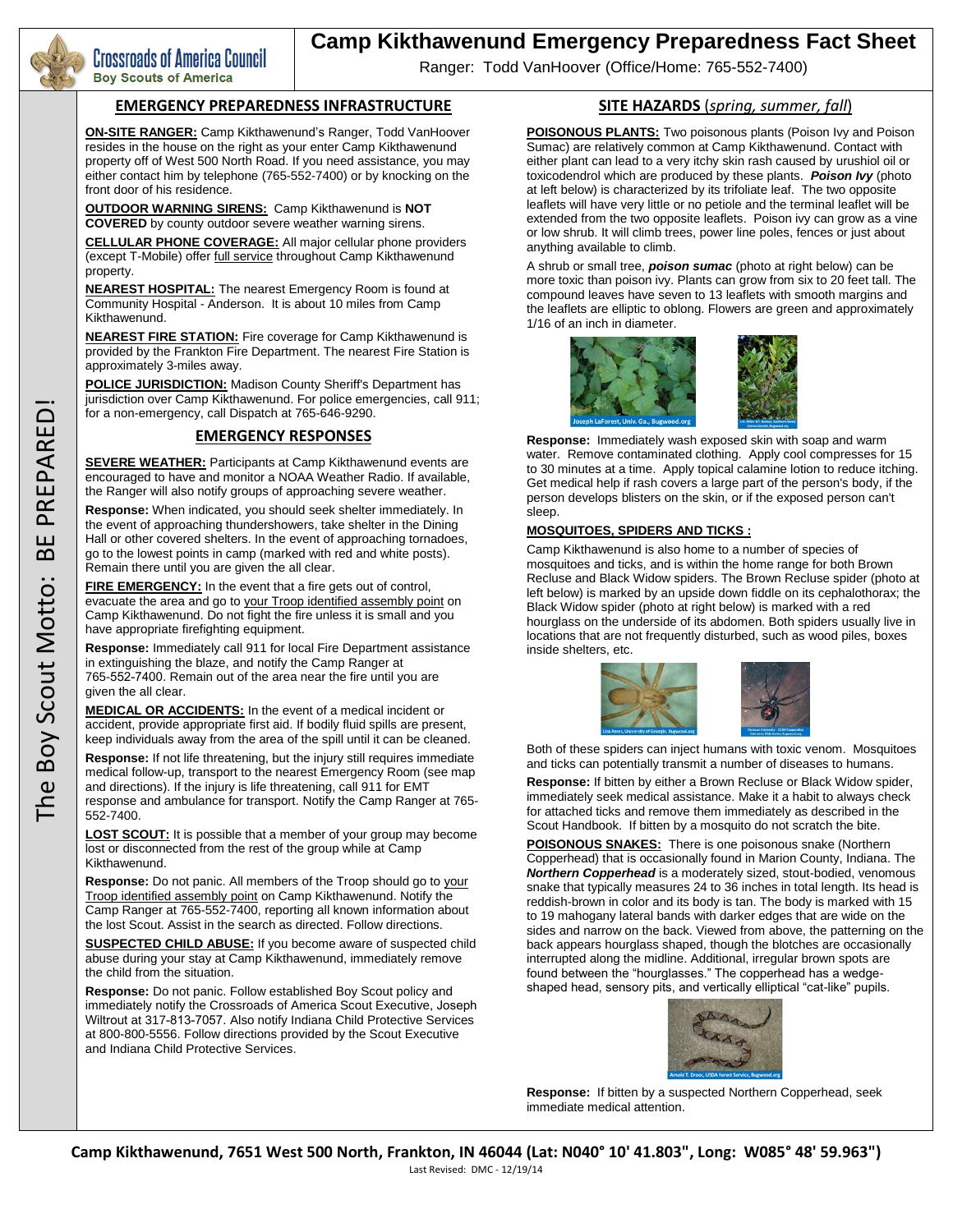Crossroads of America Council
Boy Scouts of America

# Camp Kikthawenund Emergency Preparedness Fact Sheet

Ranger: Todd VanHoover (Office/Home: 765-552-7400)

The Boy Scout Motto: BE PREPARED!

## EMERGENCY PREPAREDNESS INFRASTRUCTURE

**ON-SITE RANGER:** Camp Kikthawenund's Ranger, Todd VanHoover resides in the house on the right as your enter Camp Kikthawenund property off of West 500 North Road. If you need assistance, you may either contact him by telephone (765-552-7400) or by knocking on the front door of his residence.

**OUTDOOR WARNING SIRENS:** Camp Kikthawenund is **NOT COVERED** by county outdoor severe weather warning sirens.

**CELLULAR PHONE COVERAGE:** All major cellular phone providers (except T-Mobile) offer full service throughout Camp Kikthawenund property.

**NEAREST HOSPITAL:** The nearest Emergency Room is found at Community Hospital - Anderson. It is about 10 miles from Camp Kikthawenund.

**NEAREST FIRE STATION:** Fire coverage for Camp Kikthawenund is provided by the Frankton Fire Department. The nearest Fire Station is approximately 3-miles away.

**POLICE JURISDICTION:** Madison County Sheriff's Department has jurisdiction over Camp Kikthawenund. For police emergencies, call 911; for a non-emergency, call Dispatch at 765-646-9290.

## EMERGENCY RESPONSES

**SEVERE WEATHER:** Participants at Camp Kikthawenund events are encouraged to have and monitor a NOAA Weather Radio. If available, the Ranger will also notify groups of approaching severe weather.

**Response:** When indicated, you should seek shelter immediately. In the event of approaching thundershowers, take shelter in the Dining Hall or other covered shelters. In the event of approaching tornadoes, go to the lowest points in camp (marked with red and white posts). Remain there until you are given the all clear.

**FIRE EMERGENCY:** In the event that a fire gets out of control, evacuate the area and go to your Troop identified assembly point on Camp Kikthawenund. Do not fight the fire unless it is small and you have appropriate firefighting equipment.

**Response:** Immediately call 911 for local Fire Department assistance in extinguishing the blaze, and notify the Camp Ranger at 765-552-7400. Remain out of the area near the fire until you are given the all clear.

**MEDICAL OR ACCIDENTS:** In the event of a medical incident or accident, provide appropriate first aid. If bodily fluid spills are present, keep individuals away from the area of the spill until it can be cleaned.

**Response:** If not life threatening, but the injury still requires immediate medical follow-up, transport to the nearest Emergency Room (see map and directions). If the injury is life threatening, call 911 for EMT response and ambulance for transport. Notify the Camp Ranger at 765-552-7400.

**LOST SCOUT:** It is possible that a member of your group may become lost or disconnected from the rest of the group while at Camp Kikthawenund.

**Response:** Do not panic. All members of the Troop should go to your Troop identified assembly point on Camp Kikthawenund. Notify the Camp Ranger at 765-552-7400, reporting all known information about the lost Scout. Assist in the search as directed. Follow directions.

**SUSPECTED CHILD ABUSE:** If you become aware of suspected child abuse during your stay at Camp Kikthawenund, immediately remove the child from the situation.

**Response:** Do not panic. Follow established Boy Scout policy and immediately notify the Crossroads of America Scout Executive, Joseph Wiltrout at 317-813-7057. Also notify Indiana Child Protective Services at 800-800-5556. Follow directions provided by the Scout Executive and Indiana Child Protective Services.

## SITE HAZARDS (*spring, summer, fall*)

**POISONOUS PLANTS:** Two poisonous plants (Poison Ivy and Poison Sumac) are relatively common at Camp Kikthawenund. Contact with either plant can lead to a very itchy skin rash caused by urushiol or toxicodendrol which are produced by these plants. ***Poison Ivy*** (photo at left below) is characterized by its trifoliate leaf. The two opposite leaflets will have very little or no petiole and the terminal leaflet will be extended from the two opposite leaflets. Poison ivy can grow as a vine or low shrub. It will climb trees, power line poles, fences or just about anything available to climb.

A shrub or small tree, ***poison sumac*** (photo at right below) can be more toxic than poison ivy. Plants can grow from six to 20 feet tall. The compound leaves have seven to 13 leaflets with smooth margins and the leaflets are elliptic to oblong. Flowers are green and approximately 1/16 of an inch in diameter.

**Response:** Immediately wash exposed skin with soap and warm water. Remove contaminated clothing. Apply cool compresses for 15 to 30 minutes at a time. Apply topical calamine lotion to reduce itching. Get medical help if rash covers a large part of the person's body, if the person develops blisters on the skin, or if the exposed person can't sleep.

**MOSQUITOES, SPIDERS AND TICKS :**

Camp Kikthawenund is also home to a number of species of mosquitoes and ticks, and is within the home range for both Brown Recluse and Black Widow spiders. The Brown Recluse spider (photo at left below) is marked by an upside down fiddle on its cephalothorax; the Black Widow spider (photo at right below) is marked with a red hourglass on the underside of its abdomen. Both spiders usually live in locations that are not frequently disturbed, such as wood piles, boxes inside shelters, etc.

Both of these spiders can inject humans with toxic venom. Mosquitoes and ticks can potentially transmit a number of diseases to humans.

**Response:** If bitten by either a Brown Recluse or Black Widow spider, immediately seek medical assistance. Make it a habit to always check for attached ticks and remove them immediately as described in the Scout Handbook. If bitten by a mosquito do not scratch the bite.

**POISONOUS SNAKES:** There is one poisonous snake (Northern Copperhead) that is occasionally found in Marion County, Indiana. The ***Northern Copperhead*** is a moderately sized, stout-bodied, venomous snake that typically measures 24 to 36 inches in total length. Its head is reddish-brown in color and its body is tan. The body is marked with 15 to 19 mahogany lateral bands with darker edges that are wide on the sides and narrow on the back. Viewed from above, the patterning on the back appears hourglass shaped, though the blotches are occasionally interrupted along the midline. Additional, irregular brown spots are found between the "hourglasses." The copperhead has a wedge-shaped head, sensory pits, and vertically elliptical "cat-like" pupils.

**Response:** If bitten by a suspected Northern Copperhead, seek immediate medical attention.

**Camp Kikthawenund, 7651 West 500 North, Frankton, IN 46044 (Lat: N040° 10' 41.803", Long: W085° 48' 59.963")**

Last Revised: DMC - 12/19/14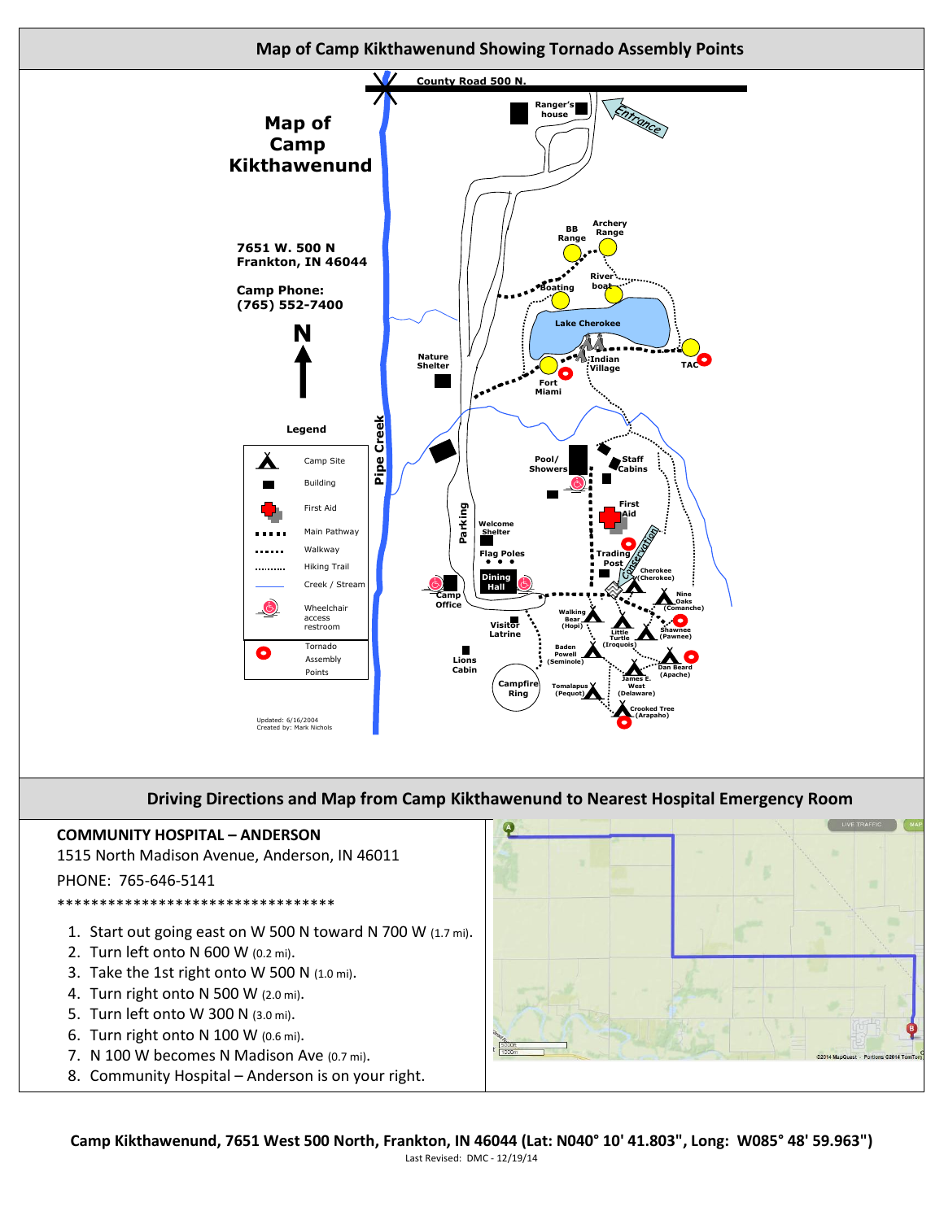## Map of Camp Kikthawenund Showing Tornado Assembly Points

County Road 500 N.

Ranger's house

Entrance

**Map of Camp Kikthawenund**

**7651 W. 500 N**
**Frankton, IN 46044**

**Camp Phone:**
**(765) 552-7400**

N

Legend

Camp Site
Building
First Aid
Main Pathway
Walkway
Hiking Trail
Creek / Stream
Wheelchair access restroom
Tornado Assembly Points

Updated: 6/16/2004
Created by: Mark Nichols

Pipe Creek

BB Range
Archery Range
Boating
River boat
Lake Cherokee
Nature Shelter
Indian Village
TAC
Fort Miami
Pool/ Showers
Staff Cabins
First Aid
Parking
Welcome Shelter
Flag Poles
Trading Post
Conservation
Dining Hall
Camp Office
Cherokee (Cherokee)
Nine Oaks (Comanche)
Walking Bear (Hopi)
Visitor Latrine
Little Turtle (Iroquois)
Shawnee (Pawnee)
Baden Powell (Seminole)
Lions Cabin
Dan Beard (Apache)
James E. West (Delaware)
Campfire Ring
Tomalapus (Pequot)
Crooked Tree (Arapaho)

## Driving Directions and Map from Camp Kikthawenund to Nearest Hospital Emergency Room

**COMMUNITY HOSPITAL – ANDERSON**
1515 North Madison Avenue, Anderson, IN 46011
PHONE: 765-646-5141
*********************************

1. Start out going east on W 500 N toward N 700 W (1.7 mi).
2. Turn left onto N 600 W (0.2 mi).
3. Take the 1st right onto W 500 N (1.0 mi).
4. Turn right onto N 500 W (2.0 mi).
5. Turn left onto W 300 N (3.0 mi).
6. Turn right onto N 100 W (0.6 mi).
7. N 100 W becomes N Madison Ave (0.7 mi).
8. Community Hospital – Anderson is on your right.

LIVE TRAFFIC
MAP
A
B
5000ft
1000m
©2014 MapQuest - Portions ©2014 TomTom

**Camp Kikthawenund, 7651 West 500 North, Frankton, IN 46044 (Lat: N040° 10' 41.803", Long: W085° 48' 59.963")**

Last Revised: DMC - 12/19/14